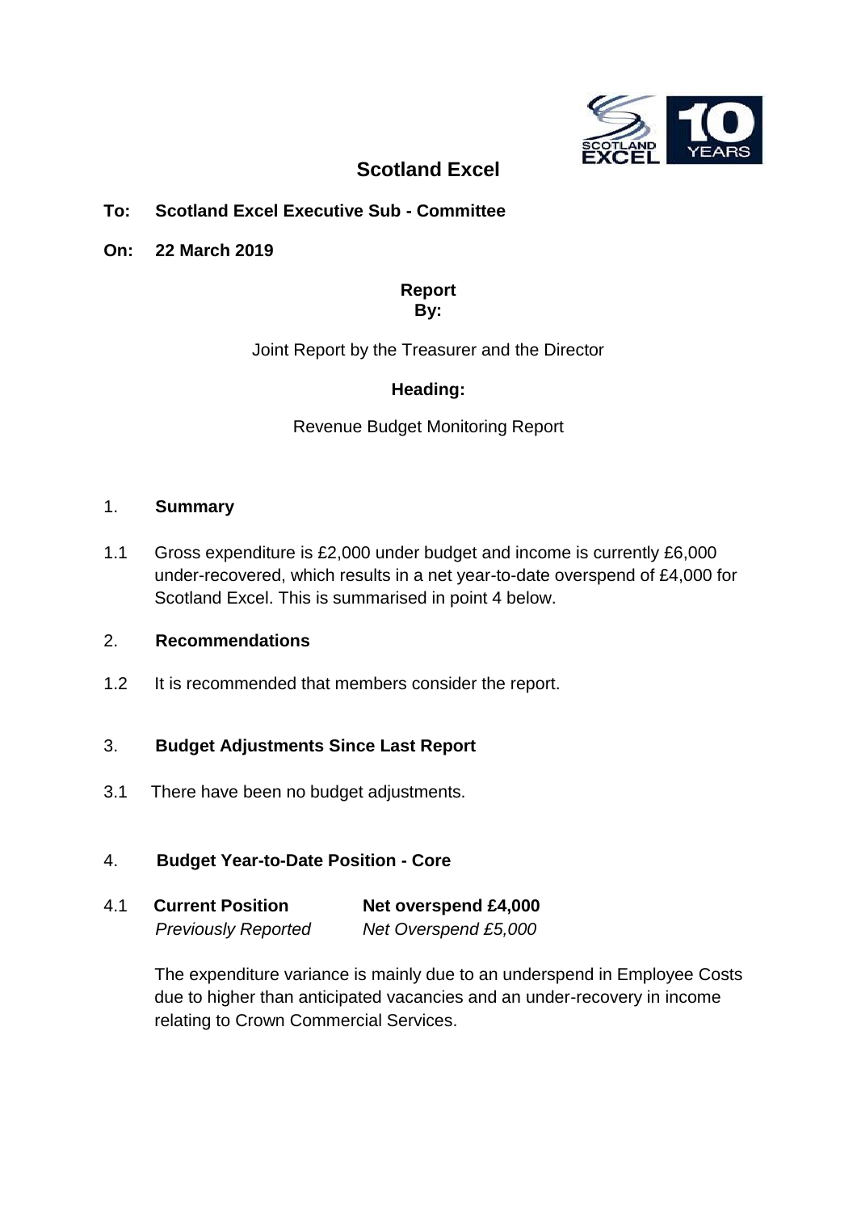# Scotland Excel

**To: Scotland Excel Executive Sub - Committee**

**On: 22 March 2019**

**Report By:**

Joint Report by the Treasurer and the Director

**Heading:**

Revenue Budget Monitoring Report

## 1. Summary

1.1 Gross expenditure is £2,000 under budget and income is currently £6,000 under-recovered, which results in a net year-to-date overspend of £4,000 for Scotland Excel. This is summarised in point 4 below.

## 2. Recommendations

1.2 It is recommended that members consider the report.

## 3. Budget Adjustments Since Last Report

3.1 There have been no budget adjustments.

## 4. Budget Year-to-Date Position - Core

4.1 **Current Position** **Net overspend £4,000**
*Previously Reported* *Net Overspend £5,000*

The expenditure variance is mainly due to an underspend in Employee Costs due to higher than anticipated vacancies and an under-recovery in income relating to Crown Commercial Services.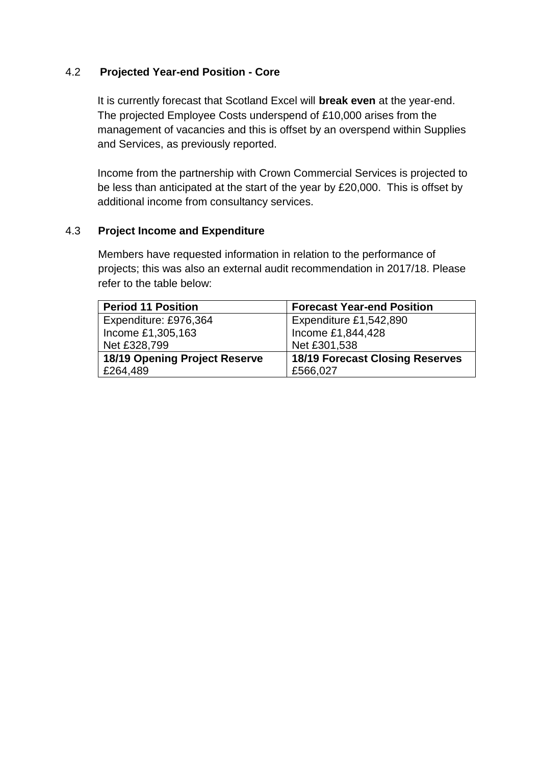### 4.2 Projected Year-end Position - Core

It is currently forecast that Scotland Excel will **break even** at the year-end. The projected Employee Costs underspend of £10,000 arises from the management of vacancies and this is offset by an overspend within Supplies and Services, as previously reported.

Income from the partnership with Crown Commercial Services is projected to be less than anticipated at the start of the year by £20,000. This is offset by additional income from consultancy services.

### 4.3 Project Income and Expenditure

Members have requested information in relation to the performance of projects; this was also an external audit recommendation in 2017/18. Please refer to the table below:

| **Period 11 Position** | **Forecast Year-end Position** |
|---|---|
| Expenditure: £976,364<br>Income £1,305,163<br>Net £328,799 | Expenditure £1,542,890<br>Income £1,844,428<br>Net £301,538 |
| **18/19 Opening Project Reserve**<br>£264,489 | **18/19 Forecast Closing Reserves**<br>£566,027 |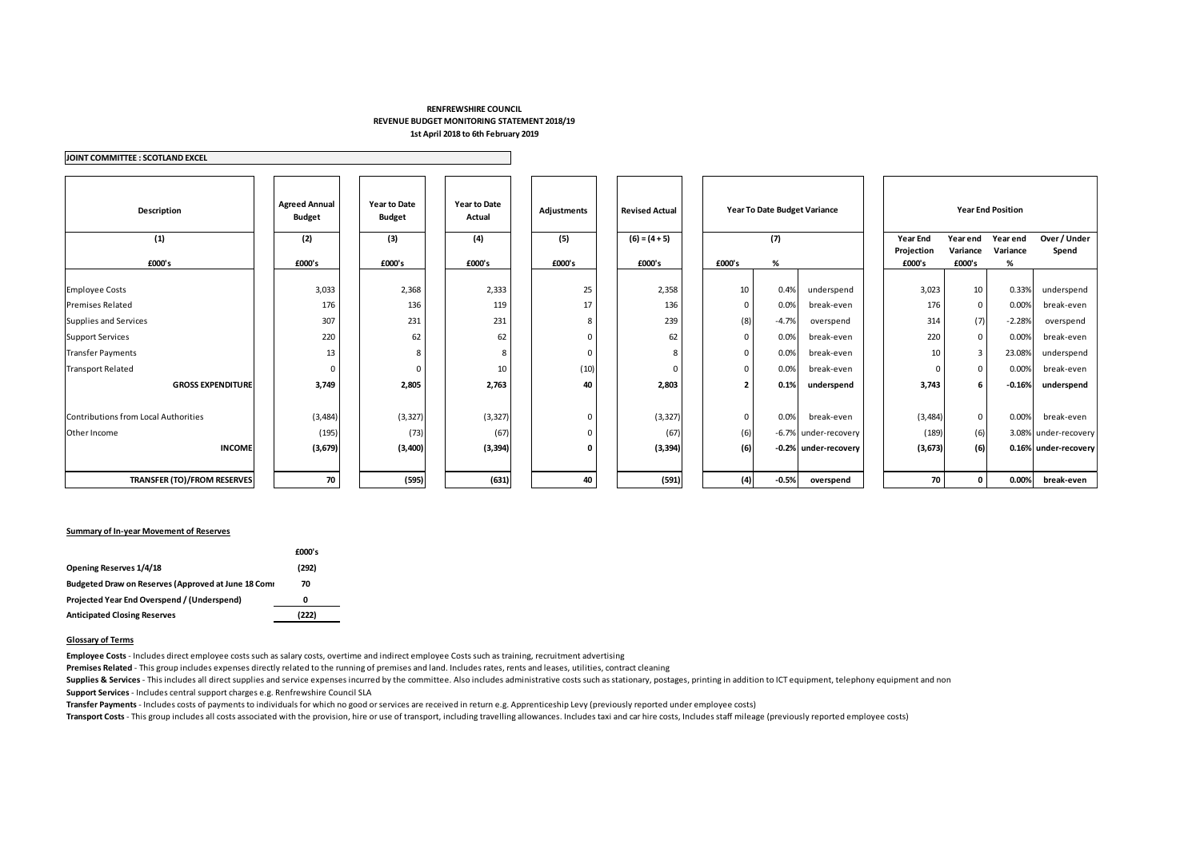**RENFREWSHIRE COUNCIL**
**REVENUE BUDGET MONITORING STATEMENT 2018/19**
**1st April 2018 to 6th February 2019**

**JOINT COMMITTEE : SCOTLAND EXCEL**

| Description | Agreed Annual Budget | Year to Date Budget | Year to Date Actual | Adjustments | Revised Actual | Year To Date Budget Variance | | | Year End Position | | | |
|---|---|---|---|---|---|---|---|---|---|---|---|---|
| (1) | (2) | (3) | (4) | (5) | (6) = (4 + 5) | (7) | | | Year End Projection | Year end Variance | Year end Variance | Over / Under Spend |
| £000's | £000's | £000's | £000's | £000's | £000's | £000's | % | | £000's | £000's | % | |
| Employee Costs | 3,033 | 2,368 | 2,333 | 25 | 2,358 | 10 | 0.4% | underspend | 3,023 | 10 | 0.33% | underspend |
| Premises Related | 176 | 136 | 119 | 17 | 136 | 0 | 0.0% | break-even | 176 | 0 | 0.00% | break-even |
| Supplies and Services | 307 | 231 | 231 | 8 | 239 | (8) | -4.7% | overspend | 314 | (7) | -2.28% | overspend |
| Support Services | 220 | 62 | 62 | 0 | 62 | 0 | 0.0% | break-even | 220 | 0 | 0.00% | break-even |
| Transfer Payments | 13 | 8 | 8 | 0 | 8 | 0 | 0.0% | break-even | 10 | 3 | 23.08% | underspend |
| Transport Related | 0 | 0 | 10 | (10) | 0 | 0 | 0.0% | break-even | 0 | 0 | 0.00% | break-even |
| **GROSS EXPENDITURE** | **3,749** | **2,805** | **2,763** | **40** | **2,803** | **2** | **0.1%** | **underspend** | **3,743** | **6** | **-0.16%** | **underspend** |
| Contributions from Local Authorities | (3,484) | (3,327) | (3,327) | 0 | (3,327) | 0 | 0.0% | break-even | (3,484) | 0 | 0.00% | break-even |
| Other Income | (195) | (73) | (67) | 0 | (67) | (6) | -6.7% | under-recovery | (189) | (6) | 3.08% | under-recovery |
| **INCOME** | **(3,679)** | **(3,400)** | **(3,394)** | **0** | **(3,394)** | **(6)** | **-0.2%** | **under-recovery** | **(3,673)** | **(6)** | **0.16%** | **under-recovery** |
| **TRANSFER (TO)/FROM RESERVES** | **70** | **(595)** | **(631)** | **40** | **(591)** | **(4)** | **-0.5%** | **overspend** | **70** | **0** | **0.00%** | **break-even** |

**Summary of In-year Movement of Reserves**

| | £000's |
|---|---|
| **Opening Reserves 1/4/18** | **(292)** |
| **Budgeted Draw on Reserves (Approved at June 18 Comi** | **70** |
| **Projected Year End Overspend / (Underspend)** | **0** |
| **Anticipated Closing Reserves** | **(222)** |

**Glossary of Terms**

**Employee Costs** - Includes direct employee costs such as salary costs, overtime and indirect employee Costs such as training, recruitment advertising

**Premises Related** - This group includes expenses directly related to the running of premises and land. Includes rates, rents and leases, utilities, contract cleaning

**Supplies & Services** - This includes all direct supplies and service expenses incurred by the committee. Also includes administrative costs such as stationary, postages, printing in addition to ICT equipment, telephony equipment and non

**Support Services** - Includes central support charges e.g. Renfrewshire Council SLA

**Transfer Payments** - Includes costs of payments to individuals for which no good or services are received in return e.g. Apprenticeship Levy (previously reported under employee costs)

**Transport Costs** - This group includes all costs associated with the provision, hire or use of transport, including travelling allowances. Includes taxi and car hire costs, Includes staff mileage (previously reported employee costs)